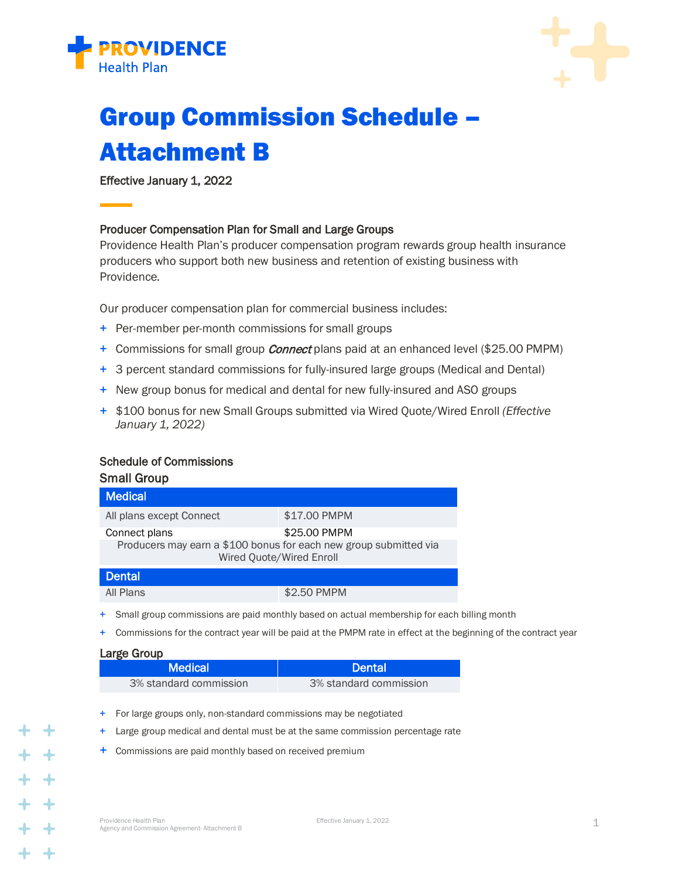# Group Commission Schedule – Attachment B

Effective January 1, 2022

**Producer Compensation Plan for Small and Large Groups**

Providence Health Plan's producer compensation program rewards group health insurance producers who support both new business and retention of existing business with Providence.

Our producer compensation plan for commercial business includes:

- Per-member per-month commissions for small groups
- Commissions for small group *Connect* plans paid at an enhanced level ($25.00 PMPM)
- 3 percent standard commissions for fully-insured large groups (Medical and Dental)
- New group bonus for medical and dental for new fully-insured and ASO groups
- $100 bonus for new Small Groups submitted via Wired Quote/Wired Enroll *(Effective January 1, 2022)*

## Schedule of Commissions

### Small Group

| Medical | |
|---|---|
| All plans except Connect | $17.00 PMPM |
| Connect plans | $25.00 PMPM |
| Producers may earn a $100 bonus for each new group submitted via Wired Quote/Wired Enroll | |

| Dental | |
|---|---|
| All Plans | $2.50 PMPM |

- Small group commissions are paid monthly based on actual membership for each billing month
- Commissions for the contract year will be paid at the PMPM rate in effect at the beginning of the contract year

### Large Group

| Medical | Dental |
|---|---|
| 3% standard commission | 3% standard commission |

- For large groups only, non-standard commissions may be negotiated
- Large group medical and dental must be at the same commission percentage rate
- Commissions are paid monthly based on received premium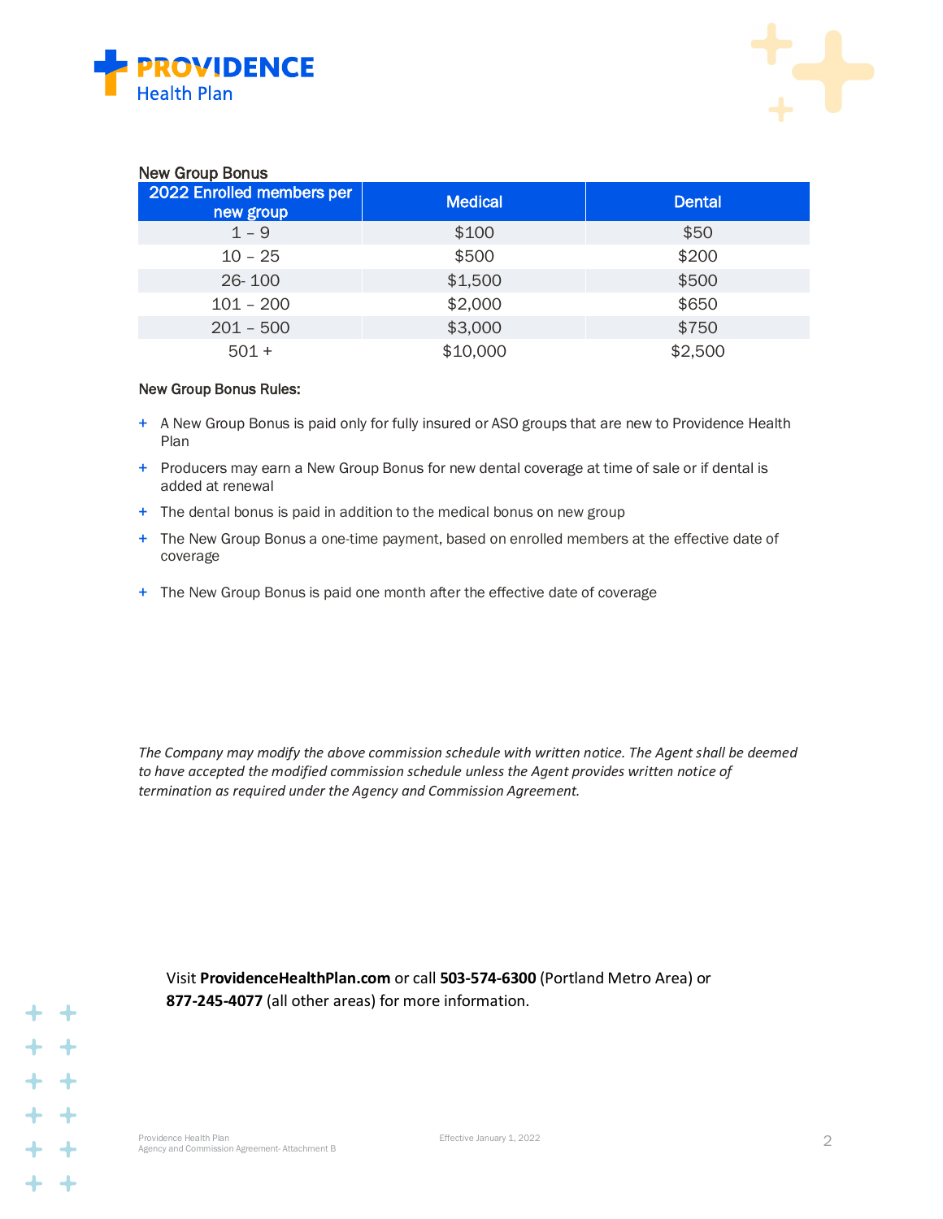New Group Bonus

| 2022 Enrolled members per new group | Medical | Dental |
|---|---|---|
| 1 – 9 | $100 | $50 |
| 10 – 25 | $500 | $200 |
| 26- 100 | $1,500 | $500 |
| 101 – 200 | $2,000 | $650 |
| 201 – 500 | $3,000 | $750 |
| 501 + | $10,000 | $2,500 |

**New Group Bonus Rules:**

+ A New Group Bonus is paid only for fully insured or ASO groups that are new to Providence Health Plan
+ Producers may earn a New Group Bonus for new dental coverage at time of sale or if dental is added at renewal
+ The dental bonus is paid in addition to the medical bonus on new group
+ The New Group Bonus a one-time payment, based on enrolled members at the effective date of coverage
+ The New Group Bonus is paid one month after the effective date of coverage

*The Company may modify the above commission schedule with written notice. The Agent shall be deemed to have accepted the modified commission schedule unless the Agent provides written notice of termination as required under the Agency and Commission Agreement.*

Visit **ProvidenceHealthPlan.com** or call **503-574-6300** (Portland Metro Area) or **877-245-4077** (all other areas) for more information.